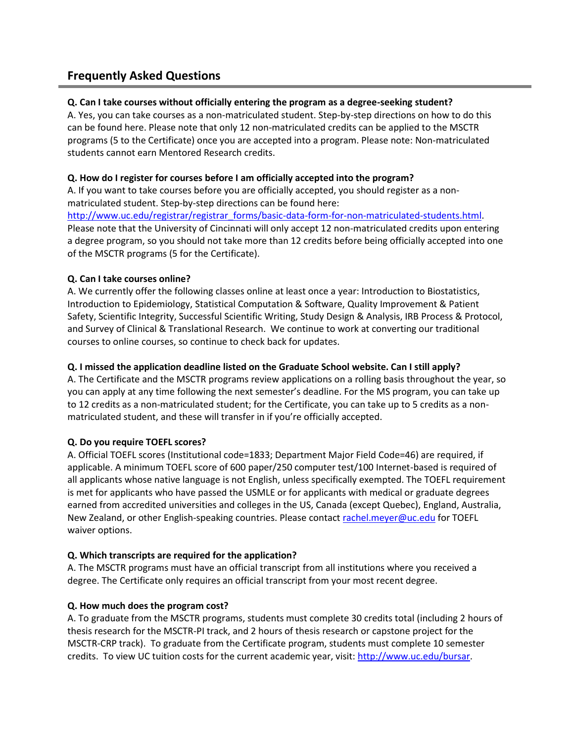## Frequently Asked Questions

**Q. Can I take courses without officially entering the program as a degree-seeking student?**

A. Yes, you can take courses as a non-matriculated student. Step-by-step directions on how to do this can be found here. Please note that only 12 non-matriculated credits can be applied to the MSCTR programs (5 to the Certificate) once you are accepted into a program. Please note: Non-matriculated students cannot earn Mentored Research credits.

**Q. How do I register for courses before I am officially accepted into the program?**

A. If you want to take courses before you are officially accepted, you should register as a non-matriculated student. Step-by-step directions can be found here: http://www.uc.edu/registrar/registrar_forms/basic-data-form-for-non-matriculated-students.html. Please note that the University of Cincinnati will only accept 12 non-matriculated credits upon entering a degree program, so you should not take more than 12 credits before being officially accepted into one of the MSCTR programs (5 for the Certificate).

**Q. Can I take courses online?**

A. We currently offer the following classes online at least once a year: Introduction to Biostatistics, Introduction to Epidemiology, Statistical Computation & Software, Quality Improvement & Patient Safety, Scientific Integrity, Successful Scientific Writing, Study Design & Analysis, IRB Process & Protocol, and Survey of Clinical & Translational Research. We continue to work at converting our traditional courses to online courses, so continue to check back for updates.

**Q. I missed the application deadline listed on the Graduate School website. Can I still apply?**

A. The Certificate and the MSCTR programs review applications on a rolling basis throughout the year, so you can apply at any time following the next semester's deadline. For the MS program, you can take up to 12 credits as a non-matriculated student; for the Certificate, you can take up to 5 credits as a non-matriculated student, and these will transfer in if you're officially accepted.

**Q. Do you require TOEFL scores?**

A. Official TOEFL scores (Institutional code=1833; Department Major Field Code=46) are required, if applicable. A minimum TOEFL score of 600 paper/250 computer test/100 Internet-based is required of all applicants whose native language is not English, unless specifically exempted. The TOEFL requirement is met for applicants who have passed the USMLE or for applicants with medical or graduate degrees earned from accredited universities and colleges in the US, Canada (except Quebec), England, Australia, New Zealand, or other English-speaking countries. Please contact rachel.meyer@uc.edu for TOEFL waiver options.

**Q. Which transcripts are required for the application?**

A. The MSCTR programs must have an official transcript from all institutions where you received a degree. The Certificate only requires an official transcript from your most recent degree.

**Q. How much does the program cost?**

A. To graduate from the MSCTR programs, students must complete 30 credits total (including 2 hours of thesis research for the MSCTR-PI track, and 2 hours of thesis research or capstone project for the MSCTR-CRP track). To graduate from the Certificate program, students must complete 10 semester credits. To view UC tuition costs for the current academic year, visit: http://www.uc.edu/bursar.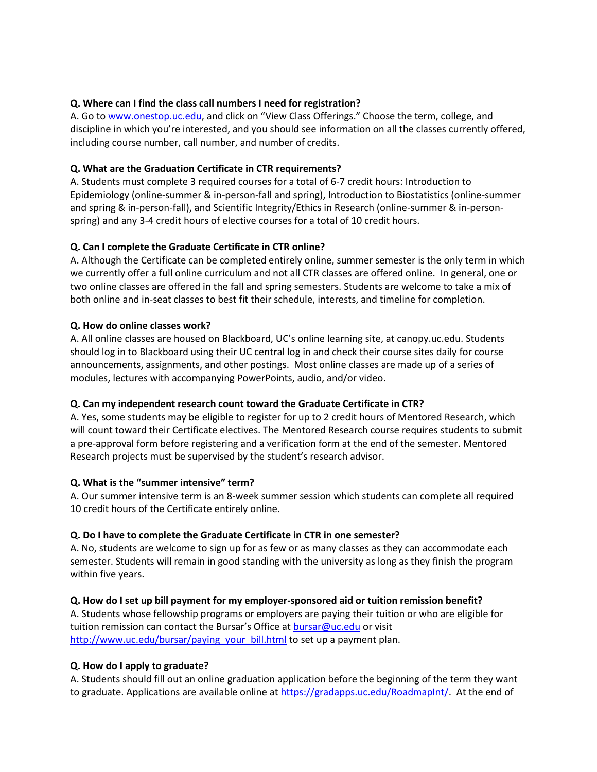**Q. Where can I find the class call numbers I need for registration?**
A. Go to www.onestop.uc.edu, and click on "View Class Offerings." Choose the term, college, and discipline in which you're interested, and you should see information on all the classes currently offered, including course number, call number, and number of credits.

**Q. What are the Graduation Certificate in CTR requirements?**
A. Students must complete 3 required courses for a total of 6-7 credit hours: Introduction to Epidemiology (online-summer & in-person-fall and spring), Introduction to Biostatistics (online-summer and spring & in-person-fall), and Scientific Integrity/Ethics in Research (online-summer & in-person-spring) and any 3-4 credit hours of elective courses for a total of 10 credit hours.

**Q. Can I complete the Graduate Certificate in CTR online?**
A. Although the Certificate can be completed entirely online, summer semester is the only term in which we currently offer a full online curriculum and not all CTR classes are offered online. In general, one or two online classes are offered in the fall and spring semesters. Students are welcome to take a mix of both online and in-seat classes to best fit their schedule, interests, and timeline for completion.

**Q. How do online classes work?**
A. All online classes are housed on Blackboard, UC's online learning site, at canopy.uc.edu. Students should log in to Blackboard using their UC central log in and check their course sites daily for course announcements, assignments, and other postings. Most online classes are made up of a series of modules, lectures with accompanying PowerPoints, audio, and/or video.

**Q. Can my independent research count toward the Graduate Certificate in CTR?**
A. Yes, some students may be eligible to register for up to 2 credit hours of Mentored Research, which will count toward their Certificate electives. The Mentored Research course requires students to submit a pre-approval form before registering and a verification form at the end of the semester. Mentored Research projects must be supervised by the student's research advisor.

**Q. What is the "summer intensive" term?**
A. Our summer intensive term is an 8-week summer session which students can complete all required 10 credit hours of the Certificate entirely online.

**Q. Do I have to complete the Graduate Certificate in CTR in one semester?**
A. No, students are welcome to sign up for as few or as many classes as they can accommodate each semester. Students will remain in good standing with the university as long as they finish the program within five years.

**Q. How do I set up bill payment for my employer-sponsored aid or tuition remission benefit?**
A. Students whose fellowship programs or employers are paying their tuition or who are eligible for tuition remission can contact the Bursar's Office at bursar@uc.edu or visit http://www.uc.edu/bursar/paying_your_bill.html to set up a payment plan.

**Q. How do I apply to graduate?**
A. Students should fill out an online graduation application before the beginning of the term they want to graduate. Applications are available online at https://gradapps.uc.edu/RoadmapInt/. At the end of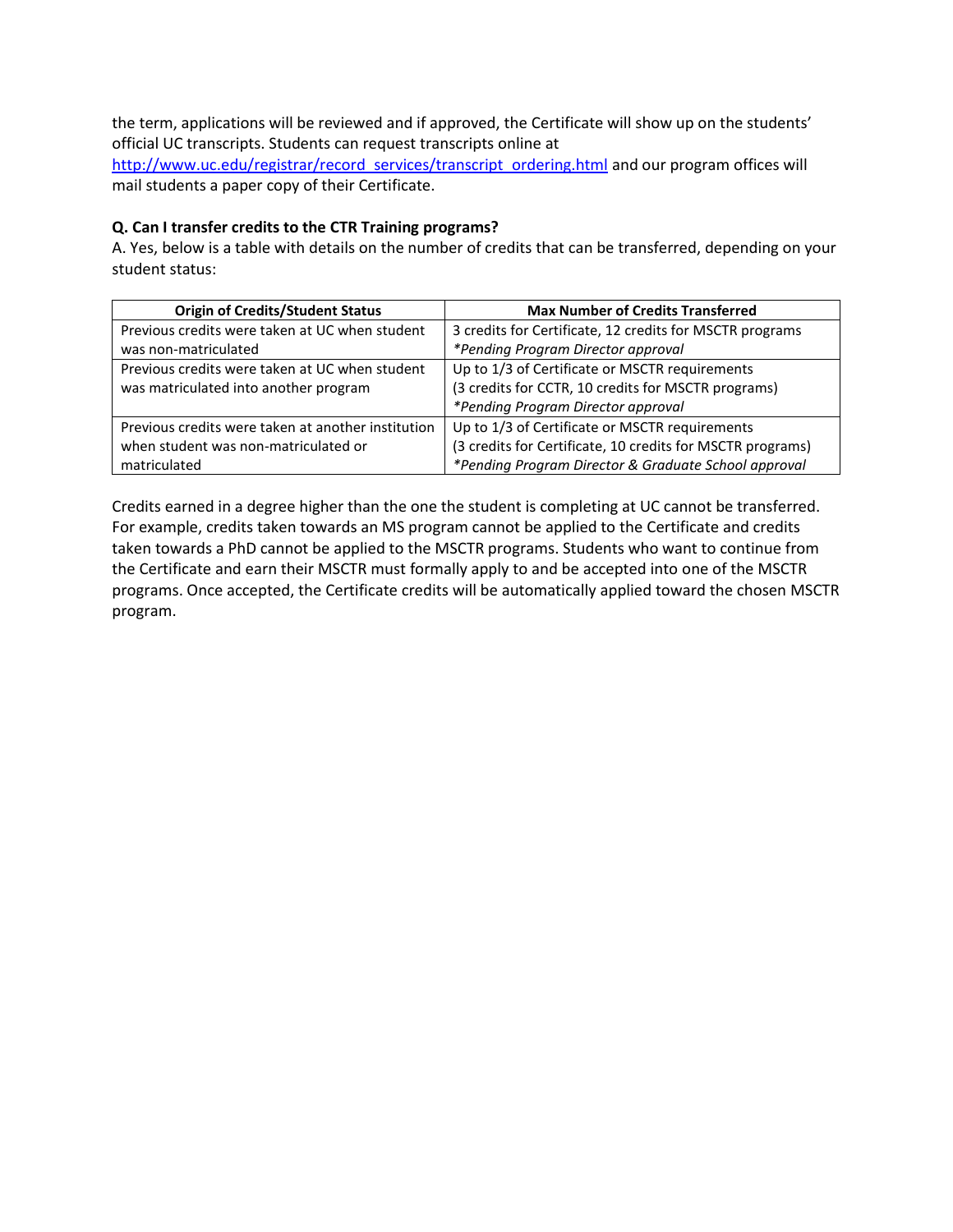the term, applications will be reviewed and if approved, the Certificate will show up on the students' official UC transcripts. Students can request transcripts online at [http://www.uc.edu/registrar/record_services/transcript_ordering.html](http://www.uc.edu/registrar/record_services/transcript_ordering.html) and our program offices will mail students a paper copy of their Certificate.

**Q. Can I transfer credits to the CTR Training programs?**

A. Yes, below is a table with details on the number of credits that can be transferred, depending on your student status:

| Origin of Credits/Student Status | Max Number of Credits Transferred |
|---|---|
| Previous credits were taken at UC when student was non-matriculated | 3 credits for Certificate, 12 credits for MSCTR programs<br>*\*Pending Program Director approval* |
| Previous credits were taken at UC when student was matriculated into another program | Up to 1/3 of Certificate or MSCTR requirements<br>(3 credits for CCTR, 10 credits for MSCTR programs)<br>*\*Pending Program Director approval* |
| Previous credits were taken at another institution when student was non-matriculated or matriculated | Up to 1/3 of Certificate or MSCTR requirements<br>(3 credits for Certificate, 10 credits for MSCTR programs)<br>*\*Pending Program Director & Graduate School approval* |

Credits earned in a degree higher than the one the student is completing at UC cannot be transferred. For example, credits taken towards an MS program cannot be applied to the Certificate and credits taken towards a PhD cannot be applied to the MSCTR programs. Students who want to continue from the Certificate and earn their MSCTR must formally apply to and be accepted into one of the MSCTR programs. Once accepted, the Certificate credits will be automatically applied toward the chosen MSCTR program.